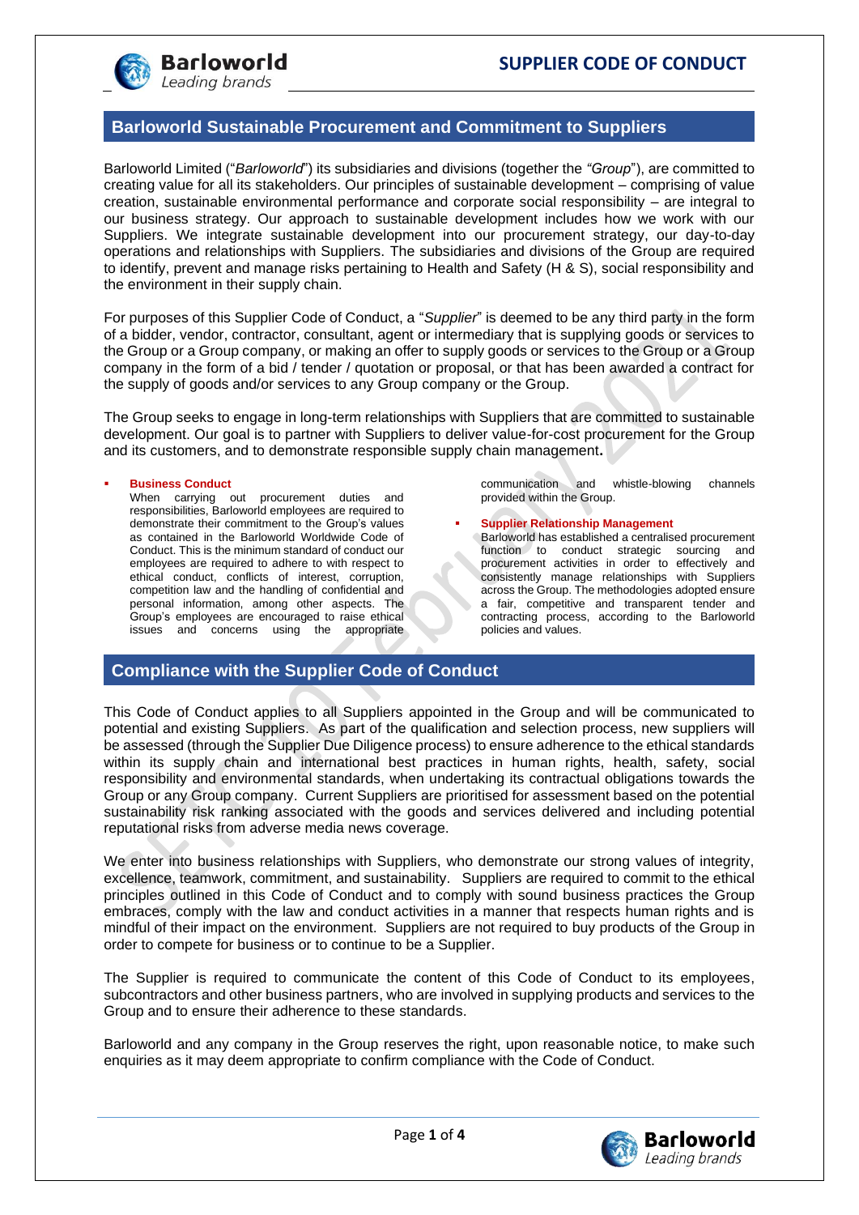# SUPPLIER CODE OF CONDUCT

## Barloworld Sustainable Procurement and Commitment to Suppliers

Barloworld Limited ("*Barloworld*") its subsidiaries and divisions (together the *"Group"*), are committed to creating value for all its stakeholders. Our principles of sustainable development – comprising of value creation, sustainable environmental performance and corporate social responsibility – are integral to our business strategy. Our approach to sustainable development includes how we work with our Suppliers. We integrate sustainable development into our procurement strategy, our day-to-day operations and relationships with Suppliers. The subsidiaries and divisions of the Group are required to identify, prevent and manage risks pertaining to Health and Safety (H & S), social responsibility and the environment in their supply chain.

For purposes of this Supplier Code of Conduct, a "*Supplier*" is deemed to be any third party in the form of a bidder, vendor, contractor, consultant, agent or intermediary that is supplying goods or services to the Group or a Group company, or making an offer to supply goods or services to the Group or a Group company in the form of a bid / tender / quotation or proposal, or that has been awarded a contract for the supply of goods and/or services to any Group company or the Group.

The Group seeks to engage in long-term relationships with Suppliers that are committed to sustainable development. Our goal is to partner with Suppliers to deliver value-for-cost procurement for the Group and its customers, and to demonstrate responsible supply chain management.

- **Business Conduct**
  When carrying out procurement duties and responsibilities, Barloworld employees are required to demonstrate their commitment to the Group's values as contained in the Barloworld Worldwide Code of Conduct. This is the minimum standard of conduct our employees are required to adhere to with respect to ethical conduct, conflicts of interest, corruption, competition law and the handling of confidential and personal information, among other aspects. The Group's employees are encouraged to raise ethical issues and concerns using the appropriate communication and whistle-blowing channels provided within the Group.

- **Supplier Relationship Management**
  Barloworld has established a centralised procurement function to conduct strategic sourcing and procurement activities in order to effectively and consistently manage relationships with Suppliers across the Group. The methodologies adopted ensure a fair, competitive and transparent tender and contracting process, according to the Barloworld policies and values.

## Compliance with the Supplier Code of Conduct

This Code of Conduct applies to all Suppliers appointed in the Group and will be communicated to potential and existing Suppliers. As part of the qualification and selection process, new suppliers will be assessed (through the Supplier Due Diligence process) to ensure adherence to the ethical standards within its supply chain and international best practices in human rights, health, safety, social responsibility and environmental standards, when undertaking its contractual obligations towards the Group or any Group company. Current Suppliers are prioritised for assessment based on the potential sustainability risk ranking associated with the goods and services delivered and including potential reputational risks from adverse media news coverage.

We enter into business relationships with Suppliers, who demonstrate our strong values of integrity, excellence, teamwork, commitment, and sustainability. Suppliers are required to commit to the ethical principles outlined in this Code of Conduct and to comply with sound business practices the Group embraces, comply with the law and conduct activities in a manner that respects human rights and is mindful of their impact on the environment. Suppliers are not required to buy products of the Group in order to compete for business or to continue to be a Supplier.

The Supplier is required to communicate the content of this Code of Conduct to its employees, subcontractors and other business partners, who are involved in supplying products and services to the Group and to ensure their adherence to these standards.

Barloworld and any company in the Group reserves the right, upon reasonable notice, to make such enquiries as it may deem appropriate to confirm compliance with the Code of Conduct.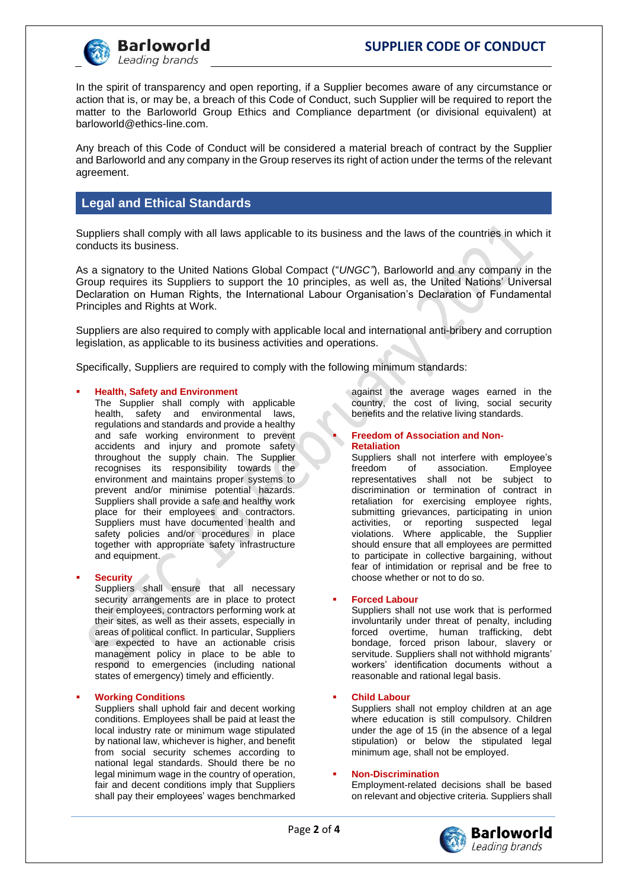In the spirit of transparency and open reporting, if a Supplier becomes aware of any circumstance or action that is, or may be, a breach of this Code of Conduct, such Supplier will be required to report the matter to the Barloworld Group Ethics and Compliance department (or divisional equivalent) at barloworld@ethics-line.com.

Any breach of this Code of Conduct will be considered a material breach of contract by the Supplier and Barloworld and any company in the Group reserves its right of action under the terms of the relevant agreement.

## Legal and Ethical Standards

Suppliers shall comply with all laws applicable to its business and the laws of the countries in which it conducts its business.

As a signatory to the United Nations Global Compact ("*UNGC*"), Barloworld and any company in the Group requires its Suppliers to support the 10 principles, as well as, the United Nations' Universal Declaration on Human Rights, the International Labour Organisation's Declaration of Fundamental Principles and Rights at Work.

Suppliers are also required to comply with applicable local and international anti-bribery and corruption legislation, as applicable to its business activities and operations.

Specifically, Suppliers are required to comply with the following minimum standards:

- **Health, Safety and Environment**
  The Supplier shall comply with applicable health, safety and environmental laws, regulations and standards and provide a healthy and safe working environment to prevent accidents and injury and promote safety throughout the supply chain. The Supplier recognises its responsibility towards the environment and maintains proper systems to prevent and/or minimise potential hazards. Suppliers shall provide a safe and healthy work place for their employees and contractors. Suppliers must have documented health and safety policies and/or procedures in place together with appropriate safety infrastructure and equipment.

- **Security**
  Suppliers shall ensure that all necessary security arrangements are in place to protect their employees, contractors performing work at their sites, as well as their assets, especially in areas of political conflict. In particular, Suppliers are expected to have an actionable crisis management policy in place to be able to respond to emergencies (including national states of emergency) timely and efficiently.

- **Working Conditions**
  Suppliers shall uphold fair and decent working conditions. Employees shall be paid at least the local industry rate or minimum wage stipulated by national law, whichever is higher, and benefit from social security schemes according to national legal standards. Should there be no legal minimum wage in the country of operation, fair and decent conditions imply that Suppliers shall pay their employees' wages benchmarked against the average wages earned in the country, the cost of living, social security benefits and the relative living standards.

- **Freedom of Association and Non-Retaliation**
  Suppliers shall not interfere with employee's freedom of association. Employee representatives shall not be subject to discrimination or termination of contract in retaliation for exercising employee rights, submitting grievances, participating in union activities, or reporting suspected legal violations. Where applicable, the Supplier should ensure that all employees are permitted to participate in collective bargaining, without fear of intimidation or reprisal and be free to choose whether or not to do so.

- **Forced Labour**
  Suppliers shall not use work that is performed involuntarily under threat of penalty, including forced overtime, human trafficking, debt bondage, forced prison labour, slavery or servitude. Suppliers shall not withhold migrants' workers' identification documents without a reasonable and rational legal basis.

- **Child Labour**
  Suppliers shall not employ children at an age where education is still compulsory. Children under the age of 15 (in the absence of a legal stipulation) or below the stipulated legal minimum age, shall not be employed.

- **Non-Discrimination**
  Employment-related decisions shall be based on relevant and objective criteria. Suppliers shall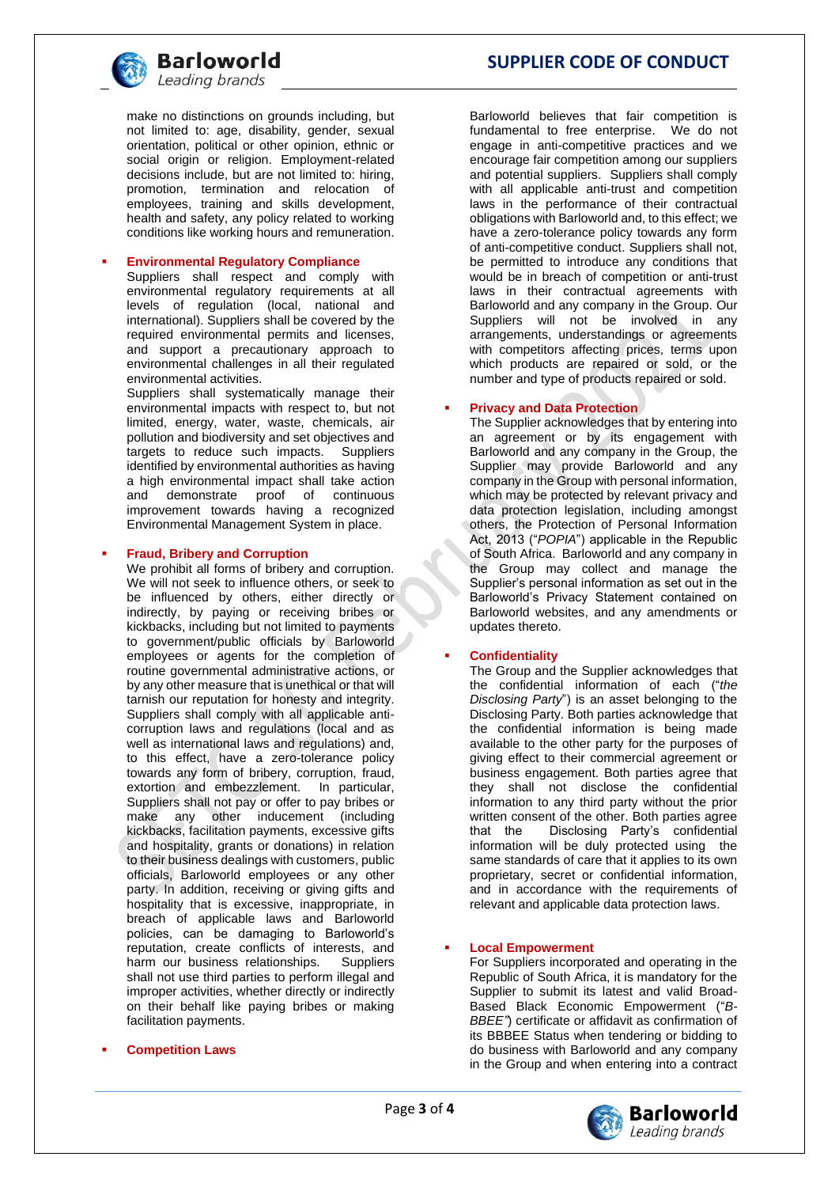make no distinctions on grounds including, but not limited to: age, disability, gender, sexual orientation, political or other opinion, ethnic or social origin or religion. Employment-related decisions include, but are not limited to: hiring, promotion, termination and relocation of employees, training and skills development, health and safety, any policy related to working conditions like working hours and remuneration.

- **Environmental Regulatory Compliance**
  Suppliers shall respect and comply with environmental regulatory requirements at all levels of regulation (local, national and international). Suppliers shall be covered by the required environmental permits and licenses, and support a precautionary approach to environmental challenges in all their regulated environmental activities.
  Suppliers shall systematically manage their environmental impacts with respect to, but not limited, energy, water, waste, chemicals, air pollution and biodiversity and set objectives and targets to reduce such impacts. Suppliers identified by environmental authorities as having a high environmental impact shall take action and demonstrate proof of continuous improvement towards having a recognized Environmental Management System in place.

- **Fraud, Bribery and Corruption**
  We prohibit all forms of bribery and corruption. We will not seek to influence others, or seek to be influenced by others, either directly or indirectly, by paying or receiving bribes or kickbacks, including but not limited to payments to government/public officials by Barloworld employees or agents for the completion of routine governmental administrative actions, or by any other measure that is unethical or that will tarnish our reputation for honesty and integrity. Suppliers shall comply with all applicable anti-corruption laws and regulations (local and as well as international laws and regulations) and, to this effect, have a zero-tolerance policy towards any form of bribery, corruption, fraud, extortion and embezzlement. In particular, Suppliers shall not pay or offer to pay bribes or make any other inducement (including kickbacks, facilitation payments, excessive gifts and hospitality, grants or donations) in relation to their business dealings with customers, public officials, Barloworld employees or any other party. In addition, receiving or giving gifts and hospitality that is excessive, inappropriate, in breach of applicable laws and Barloworld policies, can be damaging to Barloworld's reputation, create conflicts of interests, and harm our business relationships. Suppliers shall not use third parties to perform illegal and improper activities, whether directly or indirectly on their behalf like paying bribes or making facilitation payments.

- **Competition Laws**
  Barloworld believes that fair competition is fundamental to free enterprise. We do not engage in anti-competitive practices and we encourage fair competition among our suppliers and potential suppliers. Suppliers shall comply with all applicable anti-trust and competition laws in the performance of their contractual obligations with Barloworld and, to this effect; we have a zero-tolerance policy towards any form of anti-competitive conduct. Suppliers shall not, be permitted to introduce any conditions that would be in breach of competition or anti-trust laws in their contractual agreements with Barloworld and any company in the Group. Our Suppliers will not be involved in any arrangements, understandings or agreements with competitors affecting prices, terms upon which products are repaired or sold, or the number and type of products repaired or sold.

- **Privacy and Data Protection**
  The Supplier acknowledges that by entering into an agreement or by its engagement with Barloworld and any company in the Group, the Supplier may provide Barloworld and any company in the Group with personal information, which may be protected by relevant privacy and data protection legislation, including amongst others, the Protection of Personal Information Act, 2013 ("*POPIA*") applicable in the Republic of South Africa. Barloworld and any company in the Group may collect and manage the Supplier's personal information as set out in the Barloworld's Privacy Statement contained on Barloworld websites, and any amendments or updates thereto.

- **Confidentiality**
  The Group and the Supplier acknowledges that the confidential information of each ("*the Disclosing Party*") is an asset belonging to the Disclosing Party. Both parties acknowledge that the confidential information is being made available to the other party for the purposes of giving effect to their commercial agreement or business engagement. Both parties agree that they shall not disclose the confidential information to any third party without the prior written consent of the other. Both parties agree that the Disclosing Party's confidential information will be duly protected using the same standards of care that it applies to its own proprietary, secret or confidential information, and in accordance with the requirements of relevant and applicable data protection laws.

- **Local Empowerment**
  For Suppliers incorporated and operating in the Republic of South Africa, it is mandatory for the Supplier to submit its latest and valid Broad-Based Black Economic Empowerment ("*B-BBEE*") certificate or affidavit as confirmation of its BBBEE Status when tendering or bidding to do business with Barloworld and any company in the Group and when entering into a contract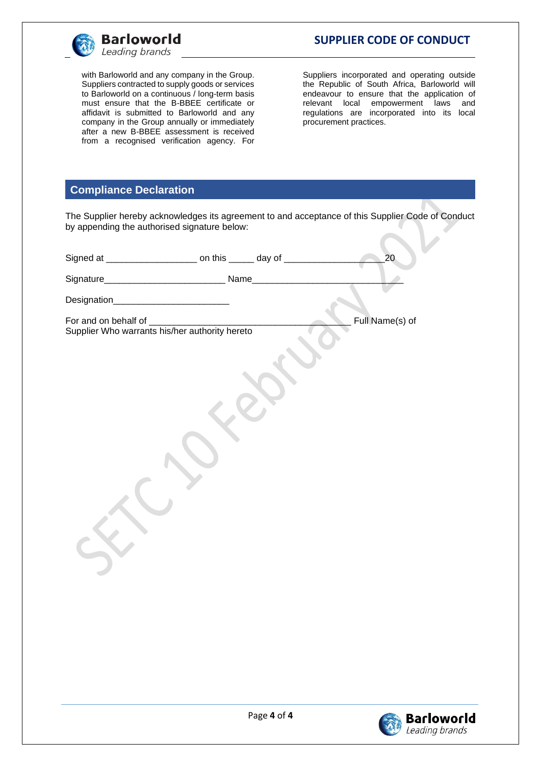with Barloworld and any company in the Group. Suppliers contracted to supply goods or services to Barloworld on a continuous / long-term basis must ensure that the B-BBEE certificate or affidavit is submitted to Barloworld and any company in the Group annually or immediately after a new B-BBEE assessment is received from a recognised verification agency. For Suppliers incorporated and operating outside the Republic of South Africa, Barloworld will endeavour to ensure that the application of relevant local empowerment laws and regulations are incorporated into its local procurement practices.

## Compliance Declaration

The Supplier hereby acknowledges its agreement to and acceptance of this Supplier Code of Conduct by appending the authorised signature below:

Signed at __________________ on this _____ day of ____________________20

Signature________________________ Name______________________________

Designation_______________________

For and on behalf of ________________________________________ Full Name(s) of Supplier Who warrants his/her authority hereto